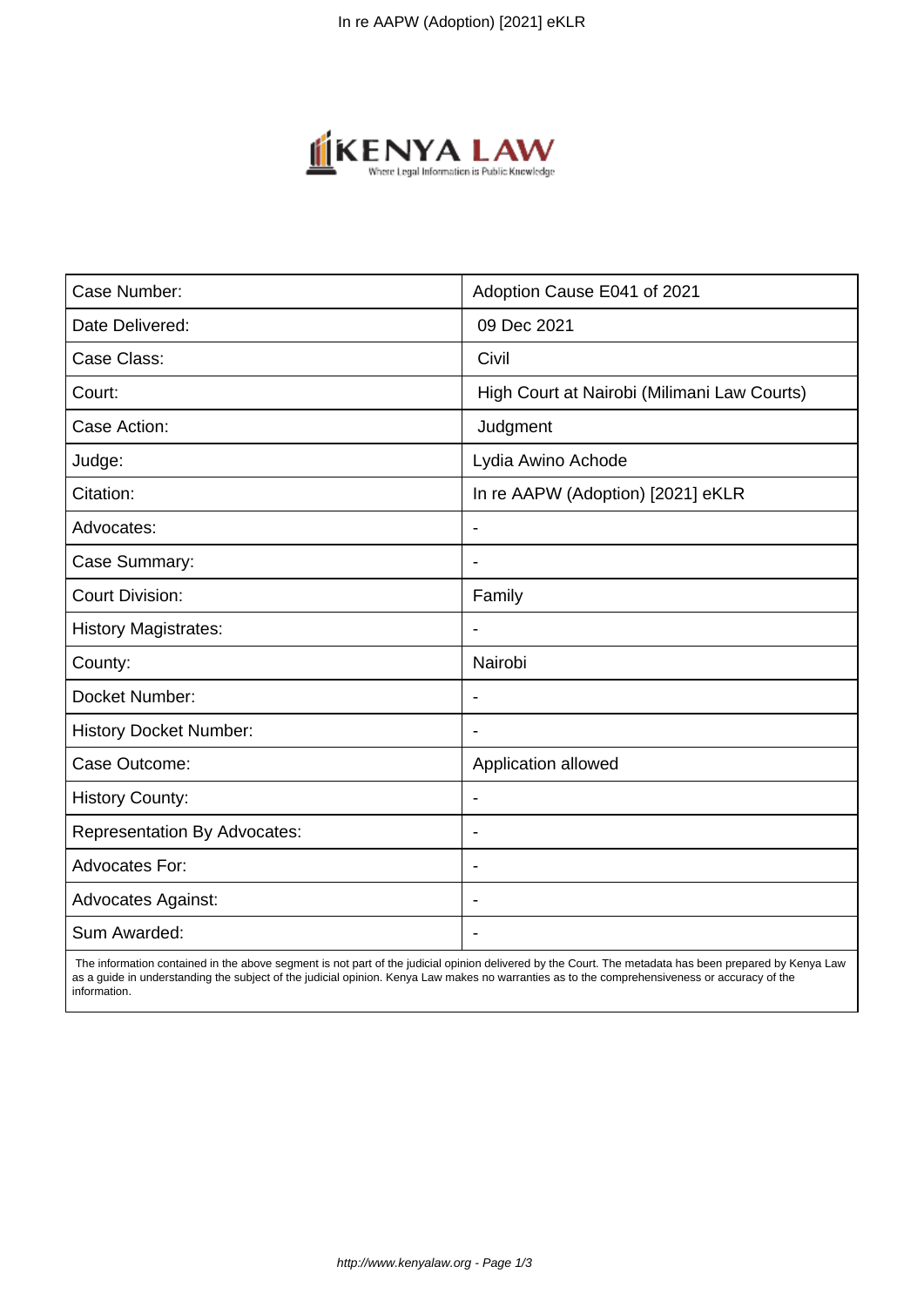| Case Number: | Adoption Cause E041 of 2021 |
|---|---|
| Date Delivered: | 09 Dec 2021 |
| Case Class: | Civil |
| Court: | High Court at Nairobi (Milimani Law Courts) |
| Case Action: | Judgment |
| Judge: | Lydia Awino Achode |
| Citation: | In re AAPW (Adoption) [2021] eKLR |
| Advocates: | - |
| Case Summary: | - |
| Court Division: | Family |
| History Magistrates: | - |
| County: | Nairobi |
| Docket Number: | - |
| History Docket Number: | - |
| Case Outcome: | Application allowed |
| History County: | - |
| Representation By Advocates: | - |
| Advocates For: | - |
| Advocates Against: | - |
| Sum Awarded: | - |

The information contained in the above segment is not part of the judicial opinion delivered by the Court. The metadata has been prepared by Kenya Law as a guide in understanding the subject of the judicial opinion. Kenya Law makes no warranties as to the comprehensiveness or accuracy of the information.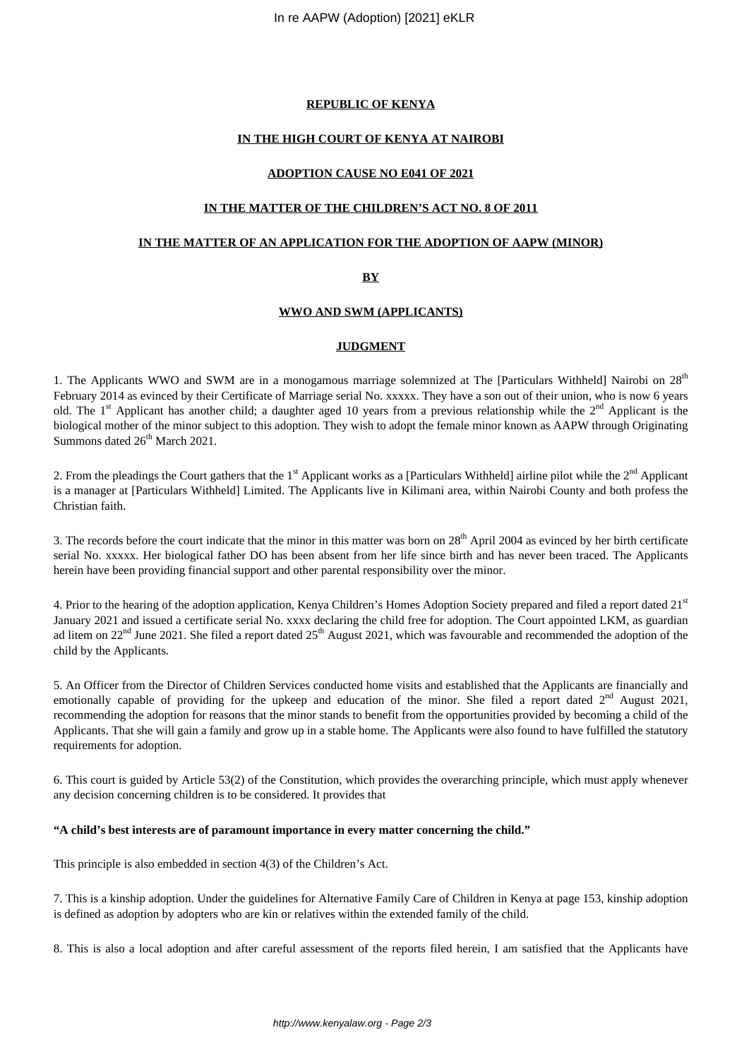**REPUBLIC OF KENYA**

**IN THE HIGH COURT OF KENYA AT NAIROBI**

**ADOPTION CAUSE NO E041 OF 2021**

**IN THE MATTER OF THE CHILDREN'S ACT NO. 8 OF 2011**

**IN THE MATTER OF AN APPLICATION FOR THE ADOPTION OF AAPW (MINOR)**

**BY**

**WWO AND SWM (APPLICANTS)**

**JUDGMENT**

1. The Applicants WWO and SWM are in a monogamous marriage solemnized at The [Particulars Withheld] Nairobi on 28th February 2014 as evinced by their Certificate of Marriage serial No. xxxxx. They have a son out of their union, who is now 6 years old. The 1st Applicant has another child; a daughter aged 10 years from a previous relationship while the 2nd Applicant is the biological mother of the minor subject to this adoption. They wish to adopt the female minor known as AAPW through Originating Summons dated 26th March 2021.

2. From the pleadings the Court gathers that the 1st Applicant works as a [Particulars Withheld] airline pilot while the 2nd Applicant is a manager at [Particulars Withheld] Limited. The Applicants live in Kilimani area, within Nairobi County and both profess the Christian faith.

3. The records before the court indicate that the minor in this matter was born on 28th April 2004 as evinced by her birth certificate serial No. xxxxx. Her biological father DO has been absent from her life since birth and has never been traced. The Applicants herein have been providing financial support and other parental responsibility over the minor.

4. Prior to the hearing of the adoption application, Kenya Children's Homes Adoption Society prepared and filed a report dated 21st January 2021 and issued a certificate serial No. xxxx declaring the child free for adoption. The Court appointed LKM, as guardian ad litem on 22nd June 2021. She filed a report dated 25th August 2021, which was favourable and recommended the adoption of the child by the Applicants.

5. An Officer from the Director of Children Services conducted home visits and established that the Applicants are financially and emotionally capable of providing for the upkeep and education of the minor. She filed a report dated 2nd August 2021, recommending the adoption for reasons that the minor stands to benefit from the opportunities provided by becoming a child of the Applicants. That she will gain a family and grow up in a stable home. The Applicants were also found to have fulfilled the statutory requirements for adoption.

6. This court is guided by Article 53(2) of the Constitution, which provides the overarching principle, which must apply whenever any decision concerning children is to be considered. It provides that

**"A child's best interests are of paramount importance in every matter concerning the child."**

This principle is also embedded in section 4(3) of the Children's Act.

7. This is a kinship adoption. Under the guidelines for Alternative Family Care of Children in Kenya at page 153, kinship adoption is defined as adoption by adopters who are kin or relatives within the extended family of the child.

8. This is also a local adoption and after careful assessment of the reports filed herein, I am satisfied that the Applicants have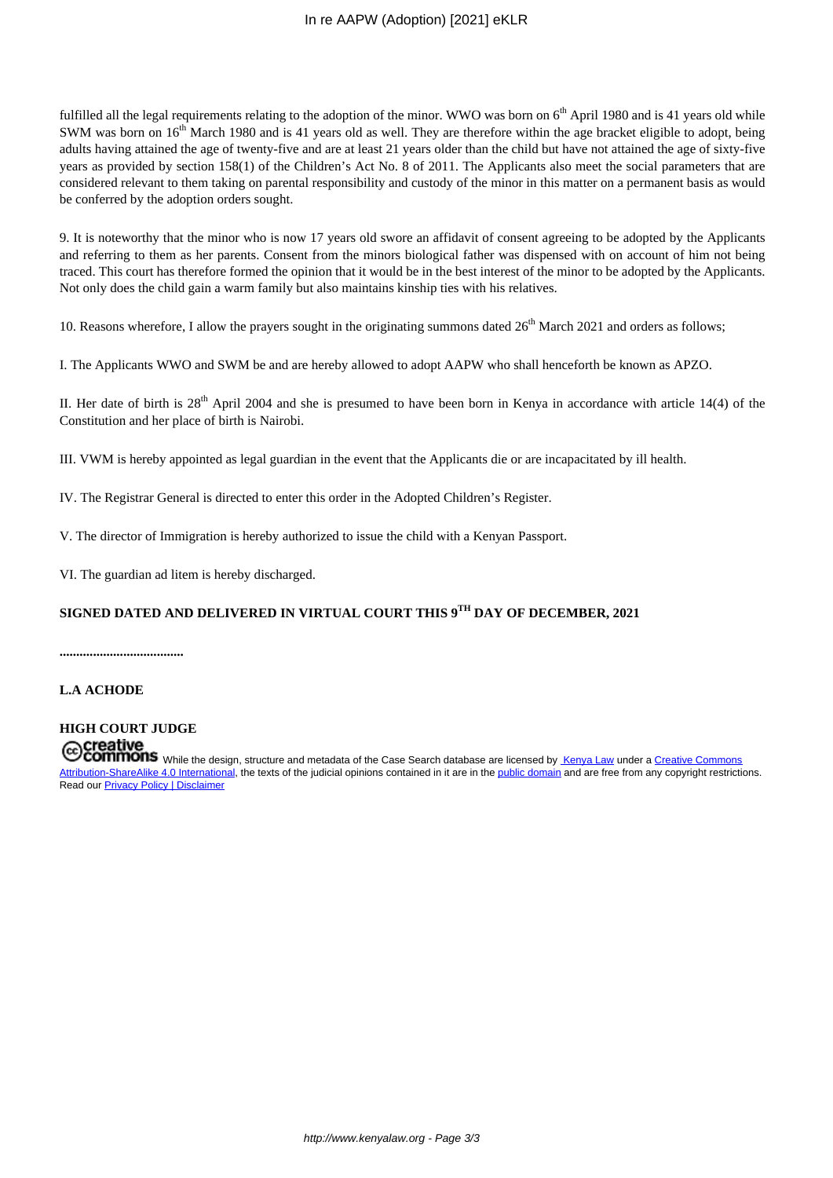fulfilled all the legal requirements relating to the adoption of the minor. WWO was born on 6th April 1980 and is 41 years old while SWM was born on 16th March 1980 and is 41 years old as well. They are therefore within the age bracket eligible to adopt, being adults having attained the age of twenty-five and are at least 21 years older than the child but have not attained the age of sixty-five years as provided by section 158(1) of the Children's Act No. 8 of 2011. The Applicants also meet the social parameters that are considered relevant to them taking on parental responsibility and custody of the minor in this matter on a permanent basis as would be conferred by the adoption orders sought.

9. It is noteworthy that the minor who is now 17 years old swore an affidavit of consent agreeing to be adopted by the Applicants and referring to them as her parents. Consent from the minors biological father was dispensed with on account of him not being traced. This court has therefore formed the opinion that it would be in the best interest of the minor to be adopted by the Applicants. Not only does the child gain a warm family but also maintains kinship ties with his relatives.

10. Reasons wherefore, I allow the prayers sought in the originating summons dated 26th March 2021 and orders as follows;

I. The Applicants WWO and SWM be and are hereby allowed to adopt AAPW who shall henceforth be known as APZO.

II. Her date of birth is 28th April 2004 and she is presumed to have been born in Kenya in accordance with article 14(4) of the Constitution and her place of birth is Nairobi.

III. VWM is hereby appointed as legal guardian in the event that the Applicants die or are incapacitated by ill health.

IV. The Registrar General is directed to enter this order in the Adopted Children's Register.

V. The director of Immigration is hereby authorized to issue the child with a Kenyan Passport.

VI. The guardian ad litem is hereby discharged.

**SIGNED DATED AND DELIVERED IN VIRTUAL COURT THIS 9TH DAY OF DECEMBER, 2021**

**....................................**

**L.A ACHODE**

**HIGH COURT JUDGE**

While the design, structure and metadata of the Case Search database are licensed by Kenya Law under a Creative Commons Attribution-ShareAlike 4.0 International, the texts of the judicial opinions contained in it are in the public domain and are free from any copyright restrictions. Read our Privacy Policy | Disclaimer